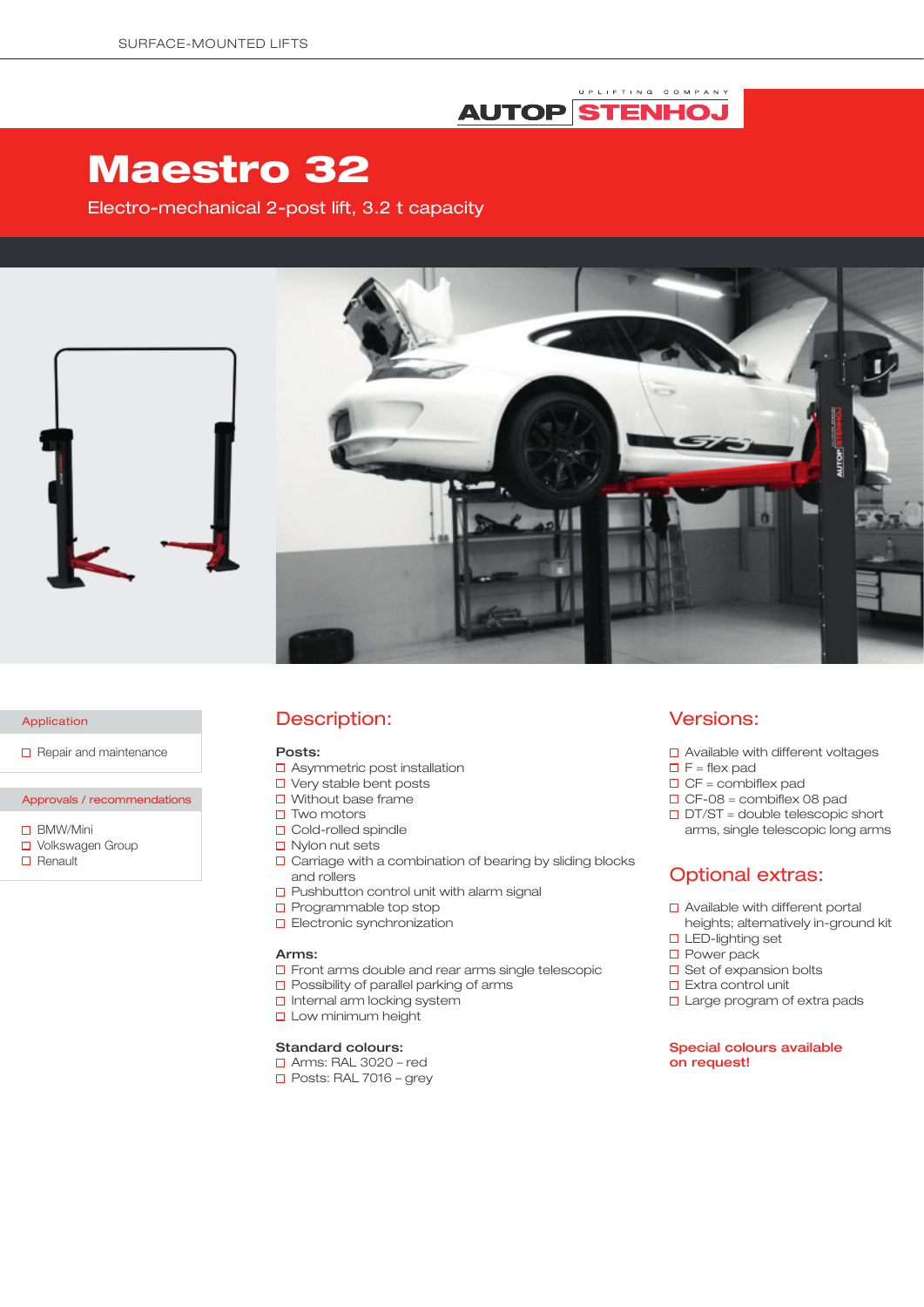SURFACE-MOUNTED LIFTS

# Maestro 32

Electro-mechanical 2-post lift, 3.2 t capacity

### Application

- Repair and maintenance

### Approvals / recommendations

- BMW/Mini
- Volkswagen Group
- Renault

## Description:

**Posts:**

- Asymmetric post installation
- Very stable bent posts
- Without base frame
- Two motors
- Cold-rolled spindle
- Nylon nut sets
- Carriage with a combination of bearing by sliding blocks and rollers
- Pushbutton control unit with alarm signal
- Programmable top stop
- Electronic synchronization

**Arms:**

- Front arms double and rear arms single telescopic
- Possibility of parallel parking of arms
- Internal arm locking system
- Low minimum height

**Standard colours:**

- Arms: RAL 3020 – red
- Posts: RAL 7016 – grey

## Versions:

- Available with different voltages
- F = flex pad
- CF = combiflex pad
- CF-08 = combiflex 08 pad
- DT/ST = double telescopic short arms, single telescopic long arms

## Optional extras:

- Available with different portal heights; alternatively in-ground kit
- LED-lighting set
- Power pack
- Set of expansion bolts
- Extra control unit
- Large program of extra pads

**Special colours available on request!**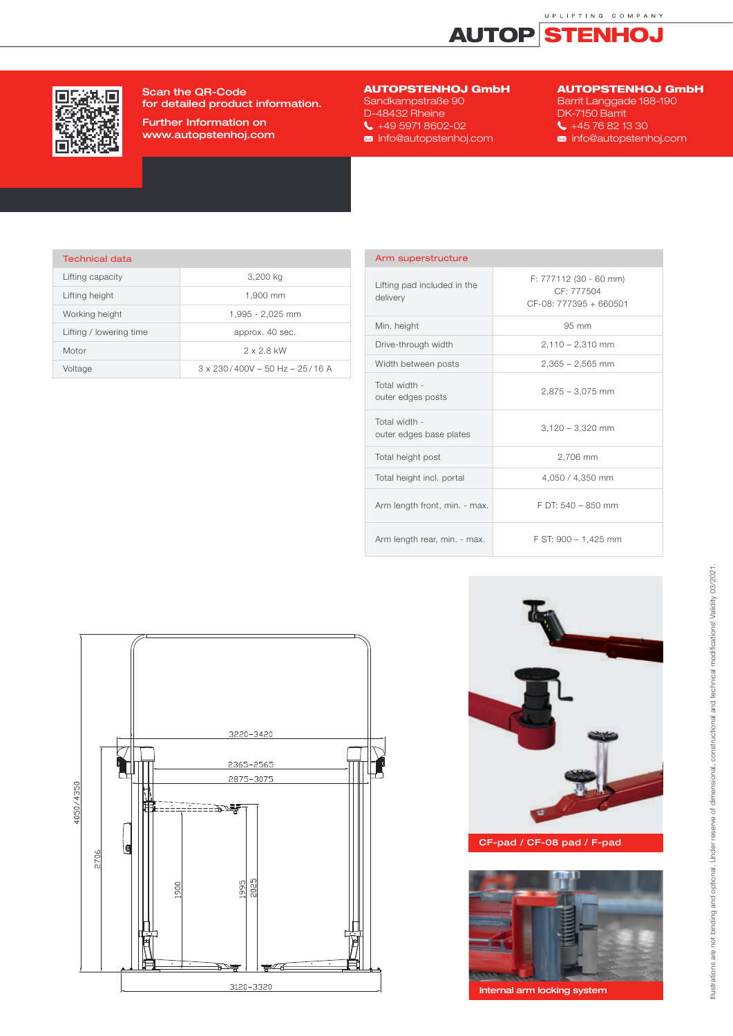UPLIFTING COMPANY

Scan the QR-Code for detailed product information.

Further Information on www.autopstenhoj.com

**AUTOPSTENHOJ GmbH**
Sandkampstraße 90
D-48432 Rheine
+49 5971 8602-02
info@autopstenhoj.com

**AUTOPSTENHOJ GmbH**
Barrit Langgade 188-190
DK-7150 Barrit
+45 76 82 13 30
info@autopstenhoj.com

| Technical data | |
|---|---|
| Lifting capacity | 3,200 kg |
| Lifting height | 1,900 mm |
| Working height | 1,995 - 2,025 mm |
| Lifting / lowering time | approx. 40 sec. |
| Motor | 2 x 2.8 kW |
| Voltage | 3 x 230 / 400V – 50 Hz – 25 / 16 A |

| Arm superstructure | |
|---|---|
| Lifting pad included in the delivery | F: 777112 (30 - 60 mm)<br>CF: 777504<br>CF-08: 777395 + 660501 |
| Min. height | 95 mm |
| Drive-through width | 2,110 – 2,310 mm |
| Width between posts | 2,365 – 2,565 mm |
| Total width - outer edges posts | 2,875 – 3,075 mm |
| Total width - outer edges base plates | 3,120 – 3,320 mm |
| Total height post | 2,706 mm |
| Total height incl. portal | 4,050 / 4,350 mm |
| Arm length front, min. - max. | F DT: 540 – 850 mm |
| Arm length rear, min. - max. | F ST: 900 – 1,425 mm |

3220–3420
2365–2565
2875–3075
4050/4350
2706
1900
1995
2025
3120–3320

CF-pad / CF-08 pad / F-pad

Internal arm locking system

Illustrations are not binding and optional. Under reserve of dimensional, constructional and technical modifications! Validity 03/2021.